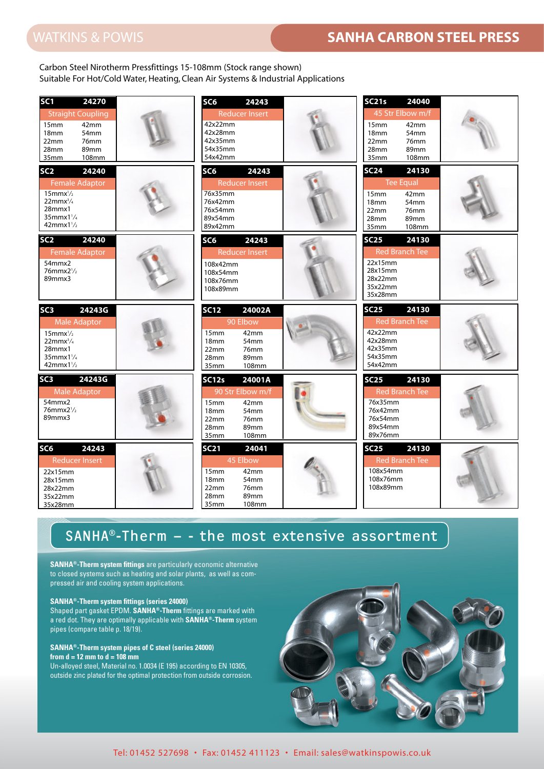# SANHA CARBON STEEL PRESS

Carbon Steel Nirotherm Pressfittings 15-108mm (Stock range shown)
Suitable For Hot/Cold Water, Heating, Clean Air Systems & Industrial Applications

### SC1 — 24270 — Straight Coupling

| | |
|---|---|
| 15mm | 42mm |
| 18mm | 54mm |
| 22mm | 76mm |
| 28mm | 89mm |
| 35mm | 108mm |

### SC2 — 24240 — Female Adaptor

- 15mmx½
- 22mmx¾
- 28mmx1
- 35mmx1¼
- 42mmx1½

### SC2 — 24240 — Female Adaptor

- 54mmx2
- 76mmx2½
- 89mmx3

### SC3 — 24243G — Male Adaptor

- 15mmx½
- 22mmx¾
- 28mmx1
- 35mmx1¼
- 42mmx1½

### SC3 — 24243G — Male Adaptor

- 54mmx2
- 76mmx2½
- 89mmx3

### SC6 — 24243 — Reducer Insert

- 22x15mm
- 28x15mm
- 28x22mm
- 35x22mm
- 35x28mm

### SC6 — 24243 — Reducer Insert

- 42x22mm
- 42x28mm
- 42x35mm
- 54x35mm
- 54x42mm

### SC6 — 24243 — Reducer Insert

- 76x35mm
- 76x42mm
- 76x54mm
- 89x54mm
- 89x42mm

### SC6 — 24243 — Reducer Insert

- 108x42mm
- 108x54mm
- 108x76mm
- 108x89mm

### SC12 — 24002A — 90 Elbow

| | |
|---|---|
| 15mm | 42mm |
| 18mm | 54mm |
| 22mm | 76mm |
| 28mm | 89mm |
| 35mm | 108mm |

### SC12s — 24001A — 90 Str Elbow m/f

| | |
|---|---|
| 15mm | 42mm |
| 18mm | 54mm |
| 22mm | 76mm |
| 28mm | 89mm |
| 35mm | 108mm |

### SC21 — 24041 — 45 Elbow

| | |
|---|---|
| 15mm | 42mm |
| 18mm | 54mm |
| 22mm | 76mm |
| 28mm | 89mm |
| 35mm | 108mm |

### SC21s — 24040 — 45 Str Elbow m/f

| | |
|---|---|
| 15mm | 42mm |
| 18mm | 54mm |
| 22mm | 76mm |
| 28mm | 89mm |
| 35mm | 108mm |

### SC24 — 24130 — Tee Equal

| | |
|---|---|
| 15mm | 42mm |
| 18mm | 54mm |
| 22mm | 76mm |
| 28mm | 89mm |
| 35mm | 108mm |

### SC25 — 24130 — Red Branch Tee

- 22x15mm
- 28x15mm
- 28x22mm
- 35x22mm
- 35x28mm

### SC25 — 24130 — Red Branch Tee

- 42x22mm
- 42x28mm
- 42x35mm
- 54x35mm
- 54x42mm

### SC25 — 24130 — Red Branch Tee

- 76x35mm
- 76x42mm
- 76x54mm
- 89x54mm
- 89x76mm

### SC25 — 24130 — Red Branch Tee

- 108x54mm
- 108x76mm
- 108x89mm

## SANHA®-Therm – - the most extensive assortment

**SANHA®-Therm system fittings** are particularly economic alternative to closed systems such as heating and solar plants, as well as compressed air and cooling system applications.

**SANHA®-Therm system fittings (series 24000)**
Shaped part gasket EPDM. **SANHA®-Therm** fittings are marked with a red dot. They are optimally applicable with **SANHA®-Therm** system pipes (compare table p. 18/19).

**SANHA®-Therm system pipes of C steel (series 24000)**
**from d = 12 mm to d = 108 mm**
Un-alloyed steel, Material no. 1.0034 (E 195) according to EN 10305, outside zinc plated for the optimal protection from outside corrosion.

Tel: 01452 527698 • Fax: 01452 411123 • Email: sales@watkinspowis.co.uk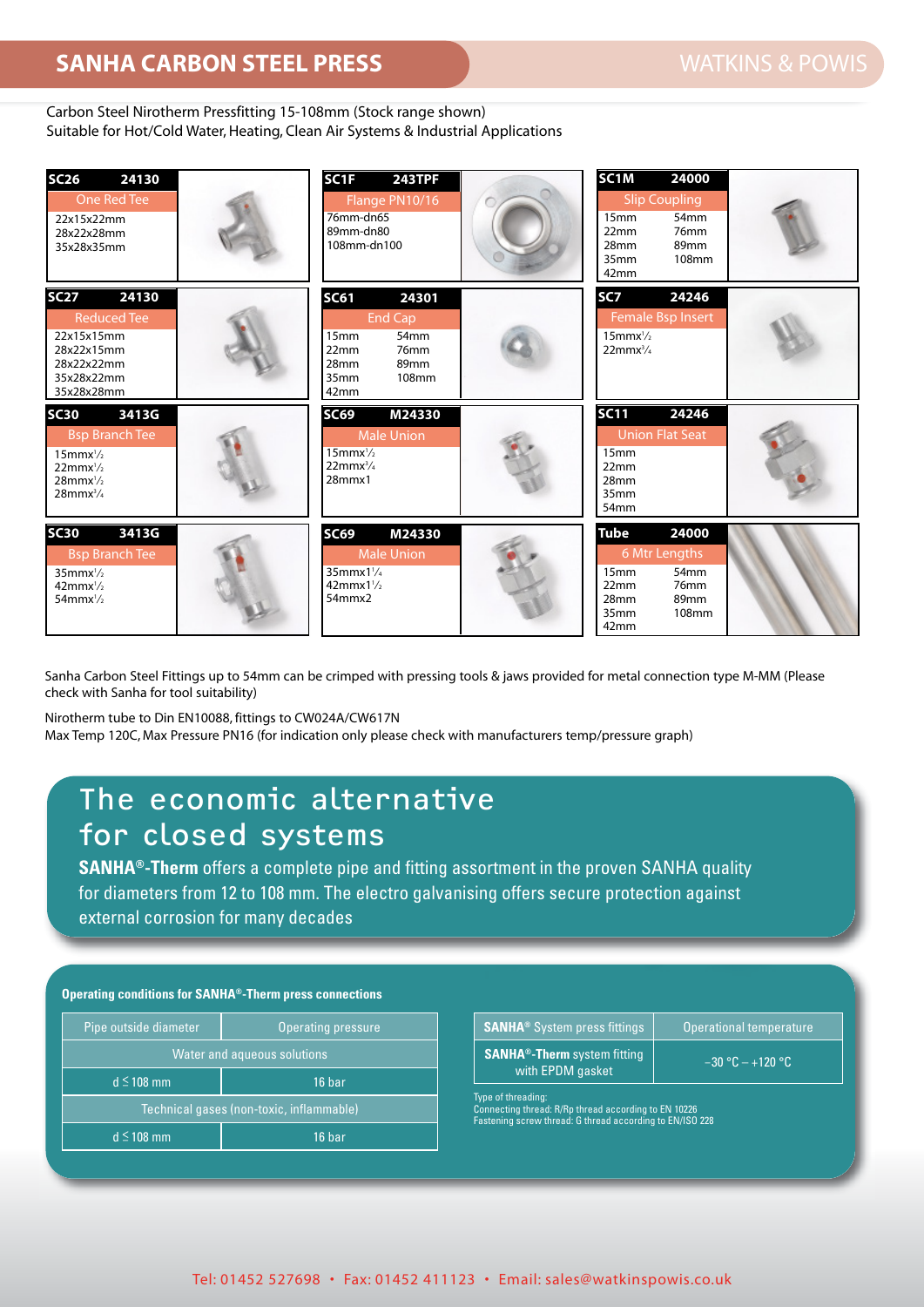# SANHA CARBON STEEL PRESS

WATKINS & POWIS

Carbon Steel Nirotherm Pressfitting 15-108mm (Stock range shown)
Suitable for Hot/Cold Water, Heating, Clean Air Systems & Industrial Applications

**SC26 24130**
One Red Tee
22x15x22mm
28x22x28mm
35x28x35mm

**SC1F 243TPF**
Flange PN10/16
76mm-dn65
89mm-dn80
108mm-dn100

**SC1M 24000**
Slip Coupling
15mm 54mm
22mm 76mm
28mm 89mm
35mm 108mm
42mm

**SC27 24130**
Reduced Tee
22x15x15mm
28x22x15mm
28x22x22mm
35x28x22mm
35x28x28mm

**SC61 24301**
End Cap
15mm 54mm
22mm 76mm
28mm 89mm
35mm 108mm
42mm

**SC7 24246**
Female Bsp Insert
15mmx½
22mmx¾

**SC30 3413G**
Bsp Branch Tee
15mmx½
22mmx½
28mmx½
28mmx¾

**SC69 M24330**
Male Union
15mmx½
22mmx¾
28mmx1

**SC11 24246**
Union Flat Seat
15mm
22mm
28mm
35mm
54mm

**SC30 3413G**
Bsp Branch Tee
35mmx½
42mmx½
54mmx½

**SC69 M24330**
Male Union
35mmx1¼
42mmx1½
54mmx2

**Tube 24000**
6 Mtr Lengths
15mm 54mm
22mm 76mm
28mm 89mm
35mm 108mm
42mm

Sanha Carbon Steel Fittings up to 54mm can be crimped with pressing tools & jaws provided for metal connection type M-MM (Please check with Sanha for tool suitability)

Nirotherm tube to Din EN10088, fittings to CW024A/CW617N
Max Temp 120C, Max Pressure PN16 (for indication only please check with manufacturers temp/pressure graph)

## The economic alternative for closed systems

**SANHA®-Therm** offers a complete pipe and fitting assortment in the proven SANHA quality for diameters from 12 to 108 mm. The electro galvanising offers secure protection against external corrosion for many decades

**Operating conditions for SANHA®-Therm press connections**

| Pipe outside diameter | Operating pressure |
|---|---|
| Water and aqueous solutions | |
| d ≤ 108 mm | 16 bar |
| Technical gases (non-toxic, inflammable) | |
| d ≤ 108 mm | 16 bar |

| SANHA® System press fittings | Operational temperature |
|---|---|
| **SANHA®-Therm** system fitting with EPDM gasket | −30 °C – +120 °C |

Type of threading:
Connecting thread: R/Rp thread according to EN 10226
Fastening screw thread: G thread according to EN/ISO 228

Tel: 01452 527698 • Fax: 01452 411123 • Email: sales@watkinspowis.co.uk